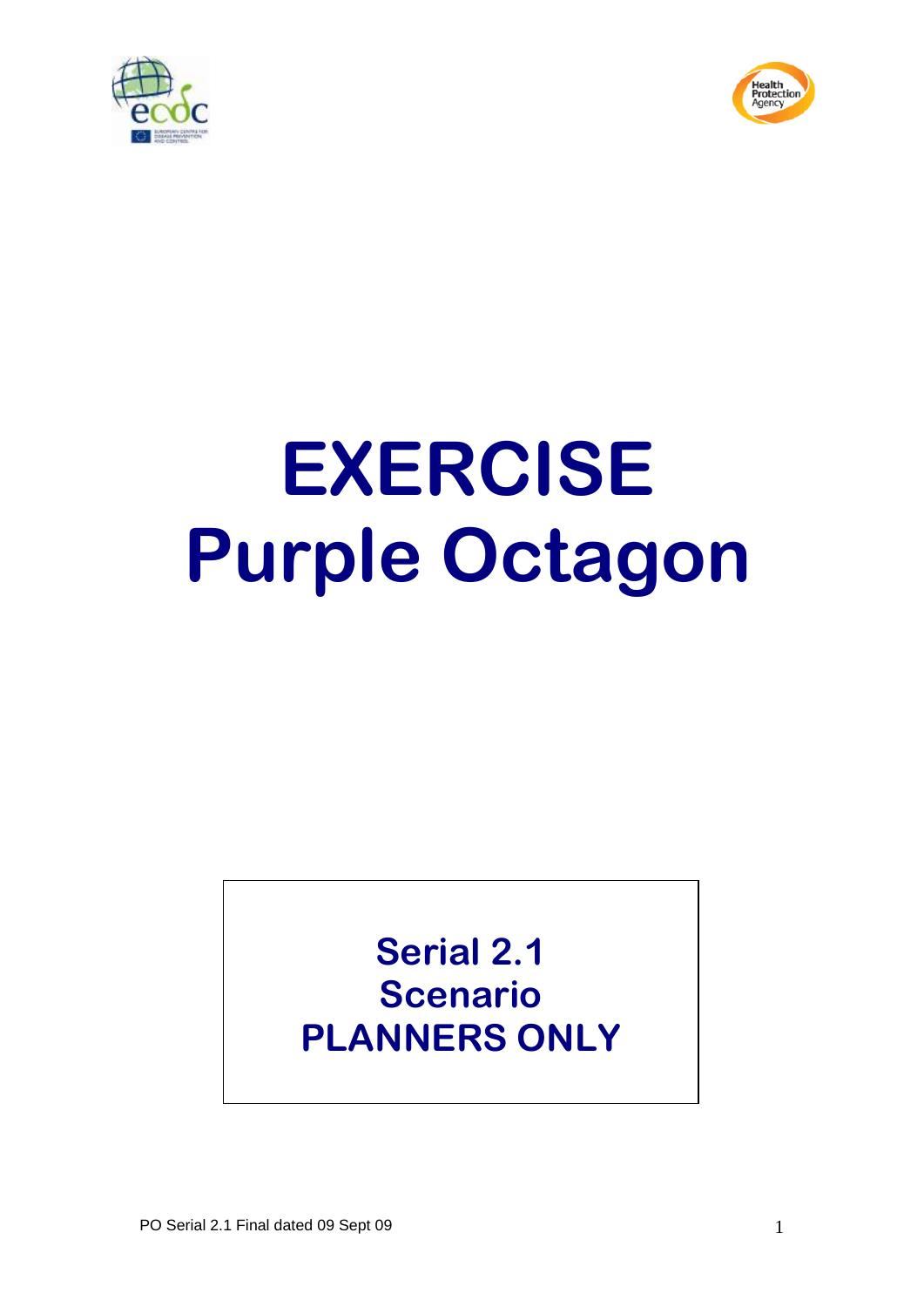# EXERCISE Purple Octagon

**Serial 2.1**
**Scenario**
**PLANNERS ONLY**

PO Serial 2.1 Final dated 09 Sept 09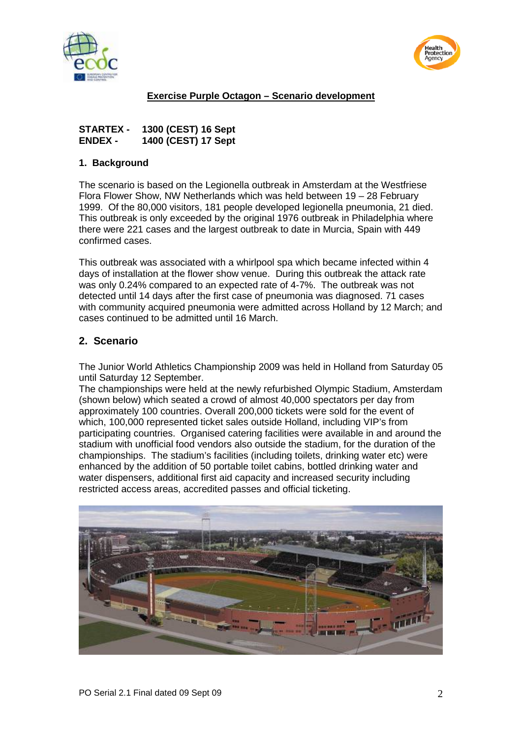**Exercise Purple Octagon – Scenario development**

**STARTEX - 1300 (CEST) 16 Sept**
**ENDEX - 1400 (CEST) 17 Sept**

## 1. Background

The scenario is based on the Legionella outbreak in Amsterdam at the Westfriese Flora Flower Show, NW Netherlands which was held between 19 – 28 February 1999. Of the 80,000 visitors, 181 people developed legionella pneumonia, 21 died. This outbreak is only exceeded by the original 1976 outbreak in Philadelphia where there were 221 cases and the largest outbreak to date in Murcia, Spain with 449 confirmed cases.

This outbreak was associated with a whirlpool spa which became infected within 4 days of installation at the flower show venue. During this outbreak the attack rate was only 0.24% compared to an expected rate of 4-7%. The outbreak was not detected until 14 days after the first case of pneumonia was diagnosed. 71 cases with community acquired pneumonia were admitted across Holland by 12 March; and cases continued to be admitted until 16 March.

## 2. Scenario

The Junior World Athletics Championship 2009 was held in Holland from Saturday 05 until Saturday 12 September.
The championships were held at the newly refurbished Olympic Stadium, Amsterdam (shown below) which seated a crowd of almost 40,000 spectators per day from approximately 100 countries. Overall 200,000 tickets were sold for the event of which, 100,000 represented ticket sales outside Holland, including VIP's from participating countries. Organised catering facilities were available in and around the stadium with unofficial food vendors also outside the stadium, for the duration of the championships. The stadium's facilities (including toilets, drinking water etc) were enhanced by the addition of 50 portable toilet cabins, bottled drinking water and water dispensers, additional first aid capacity and increased security including restricted access areas, accredited passes and official ticketing.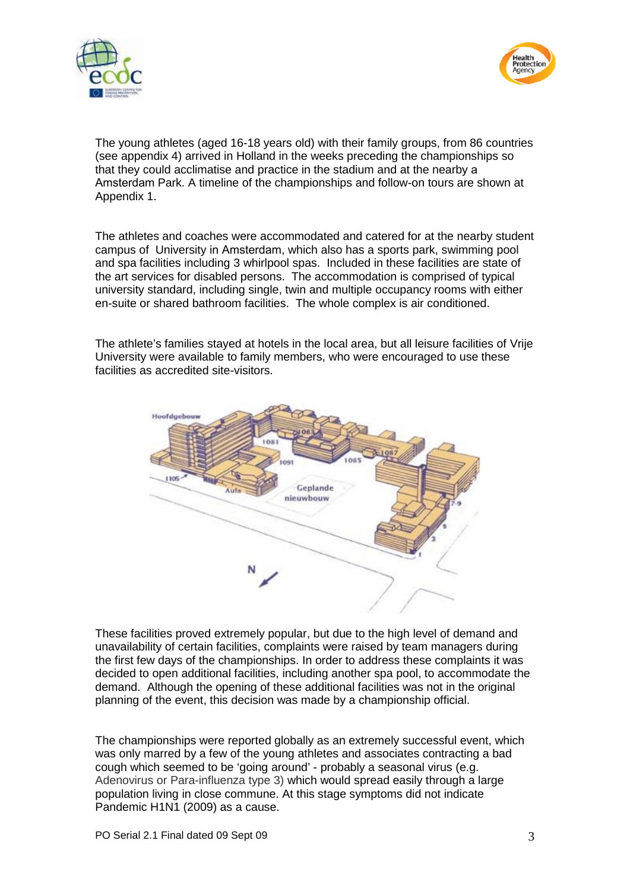The young athletes (aged 16-18 years old) with their family groups, from 86 countries (see appendix 4) arrived in Holland in the weeks preceding the championships so that they could acclimatise and practice in the stadium and at the nearby a Amsterdam Park. A timeline of the championships and follow-on tours are shown at Appendix 1.

The athletes and coaches were accommodated and catered for at the nearby student campus of University in Amsterdam, which also has a sports park, swimming pool and spa facilities including 3 whirlpool spas. Included in these facilities are state of the art services for disabled persons. The accommodation is comprised of typical university standard, including single, twin and multiple occupancy rooms with either en-suite or shared bathroom facilities. The whole complex is air conditioned.

The athlete's families stayed at hotels in the local area, but all leisure facilities of Vrije University were available to family members, who were encouraged to use these facilities as accredited site-visitors.

These facilities proved extremely popular, but due to the high level of demand and unavailability of certain facilities, complaints were raised by team managers during the first few days of the championships. In order to address these complaints it was decided to open additional facilities, including another spa pool, to accommodate the demand. Although the opening of these additional facilities was not in the original planning of the event, this decision was made by a championship official.

The championships were reported globally as an extremely successful event, which was only marred by a few of the young athletes and associates contracting a bad cough which seemed to be 'going around' - probably a seasonal virus (e.g. Adenovirus or Para-influenza type 3) which would spread easily through a large population living in close commune. At this stage symptoms did not indicate Pandemic H1N1 (2009) as a cause.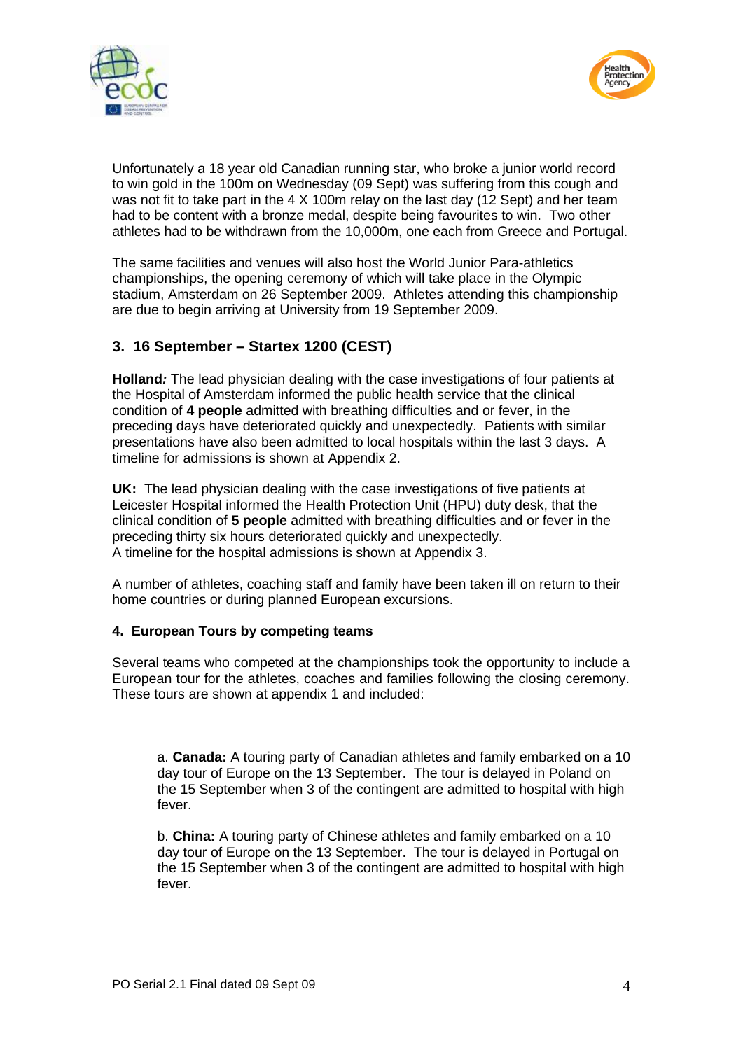Unfortunately a 18 year old Canadian running star, who broke a junior world record to win gold in the 100m on Wednesday (09 Sept) was suffering from this cough and was not fit to take part in the 4 X 100m relay on the last day (12 Sept) and her team had to be content with a bronze medal, despite being favourites to win. Two other athletes had to be withdrawn from the 10,000m, one each from Greece and Portugal.

The same facilities and venues will also host the World Junior Para-athletics championships, the opening ceremony of which will take place in the Olympic stadium, Amsterdam on 26 September 2009. Athletes attending this championship are due to begin arriving at University from 19 September 2009.

## 3. 16 September – Startex 1200 (CEST)

**Holland*:*** The lead physician dealing with the case investigations of four patients at the Hospital of Amsterdam informed the public health service that the clinical condition of **4 people** admitted with breathing difficulties and or fever, in the preceding days have deteriorated quickly and unexpectedly. Patients with similar presentations have also been admitted to local hospitals within the last 3 days. A timeline for admissions is shown at Appendix 2.

**UK:** The lead physician dealing with the case investigations of five patients at Leicester Hospital informed the Health Protection Unit (HPU) duty desk, that the clinical condition of **5 people** admitted with breathing difficulties and or fever in the preceding thirty six hours deteriorated quickly and unexpectedly.
A timeline for the hospital admissions is shown at Appendix 3.

A number of athletes, coaching staff and family have been taken ill on return to their home countries or during planned European excursions.

### 4. European Tours by competing teams

Several teams who competed at the championships took the opportunity to include a European tour for the athletes, coaches and families following the closing ceremony. These tours are shown at appendix 1 and included:

a. **Canada:** A touring party of Canadian athletes and family embarked on a 10 day tour of Europe on the 13 September. The tour is delayed in Poland on the 15 September when 3 of the contingent are admitted to hospital with high fever.

b. **China:** A touring party of Chinese athletes and family embarked on a 10 day tour of Europe on the 13 September. The tour is delayed in Portugal on the 15 September when 3 of the contingent are admitted to hospital with high fever.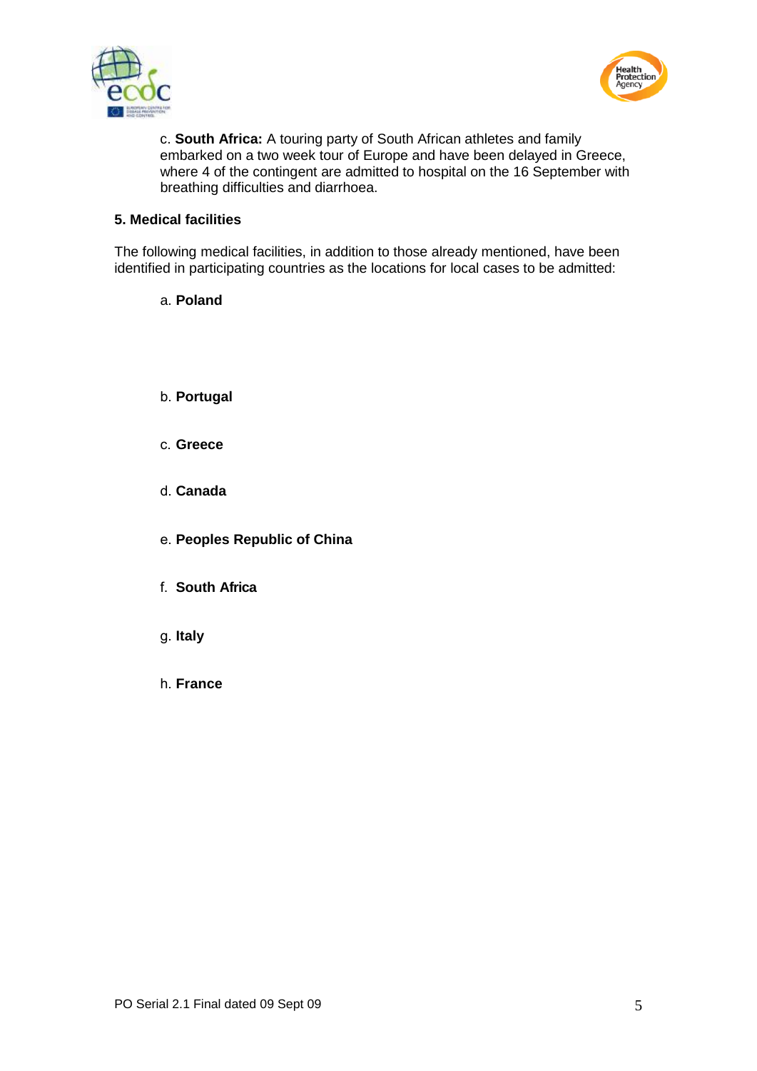c. **South Africa:** A touring party of South African athletes and family embarked on a two week tour of Europe and have been delayed in Greece, where 4 of the contingent are admitted to hospital on the 16 September with breathing difficulties and diarrhoea.

## 5. Medical facilities

The following medical facilities, in addition to those already mentioned, have been identified in participating countries as the locations for local cases to be admitted:

a. **Poland**

b. **Portugal**

c. **Greece**

d. **Canada**

e. **Peoples Republic of China**

f. **South Africa**

g. **Italy**

h. **France**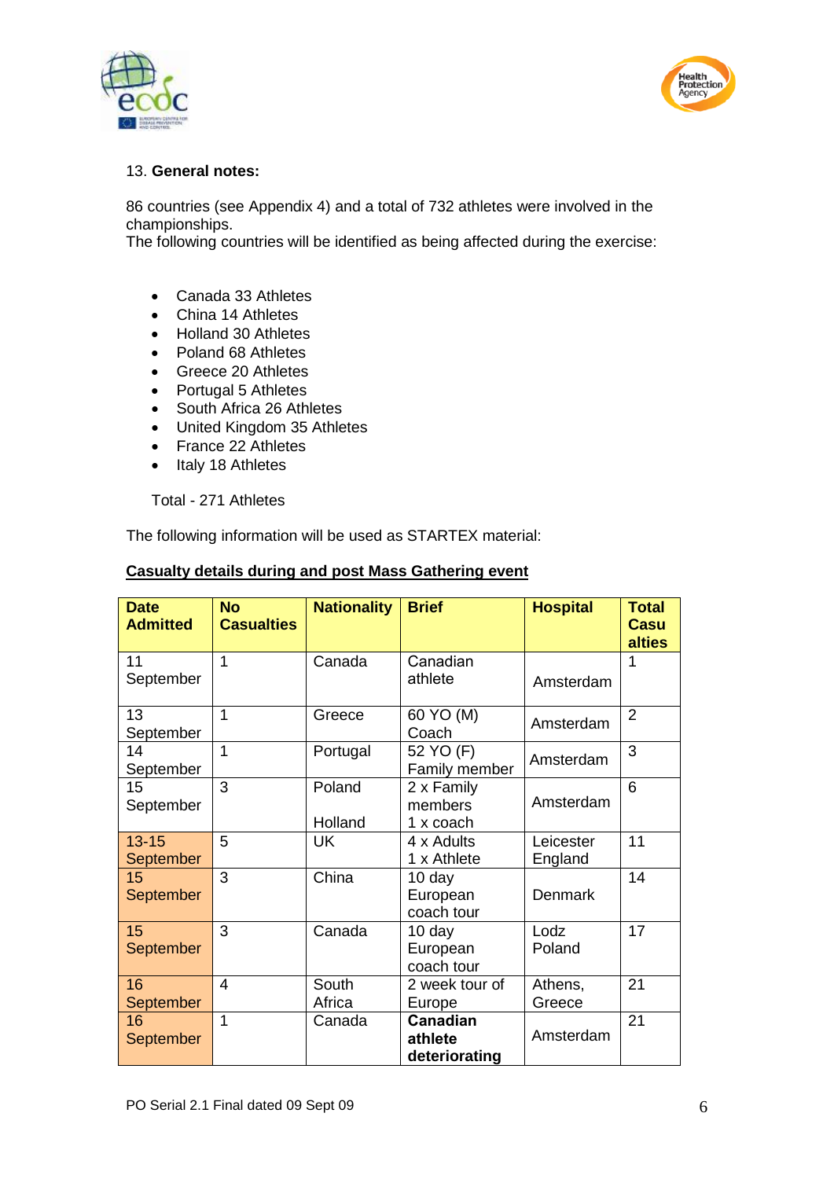13. **General notes:**

86 countries (see Appendix 4) and a total of 732 athletes were involved in the championships.
The following countries will be identified as being affected during the exercise:

- Canada 33 Athletes
- China 14 Athletes
- Holland 30 Athletes
- Poland 68 Athletes
- Greece 20 Athletes
- Portugal 5 Athletes
- South Africa 26 Athletes
- United Kingdom 35 Athletes
- France 22 Athletes
- Italy 18 Athletes

Total - 271 Athletes

The following information will be used as STARTEX material:

**Casualty details during and post Mass Gathering event**

| Date Admitted | No Casualties | Nationality | Brief | Hospital | Total Casualties |
|---|---|---|---|---|---|
| 11 September | 1 | Canada | Canadian athlete | Amsterdam | 1 |
| 13 September | 1 | Greece | 60 YO (M) Coach | Amsterdam | 2 |
| 14 September | 1 | Portugal | 52 YO (F) Family member | Amsterdam | 3 |
| 15 September | 3 | Poland<br>Holland | 2 x Family members<br>1 x coach | Amsterdam | 6 |
| 13-15 September | 5 | UK | 4 x Adults<br>1 x Athlete | Leicester England | 11 |
| 15 September | 3 | China | 10 day European coach tour | Denmark | 14 |
| 15 September | 3 | Canada | 10 day European coach tour | Lodz Poland | 17 |
| 16 September | 4 | South Africa | 2 week tour of Europe | Athens, Greece | 21 |
| 16 September | 1 | Canada | **Canadian athlete deteriorating** | Amsterdam | 21 |

PO Serial 2.1 Final dated 09 Sept 09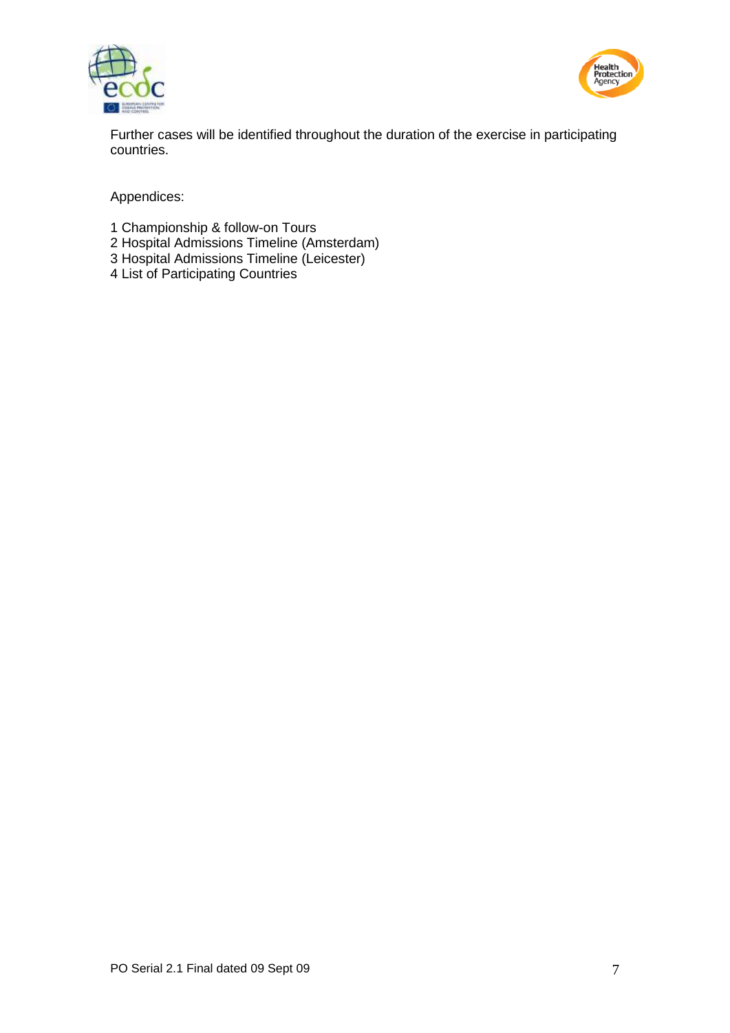Further cases will be identified throughout the duration of the exercise in participating countries.

Appendices:

1 Championship & follow-on Tours
2 Hospital Admissions Timeline (Amsterdam)
3 Hospital Admissions Timeline (Leicester)
4 List of Participating Countries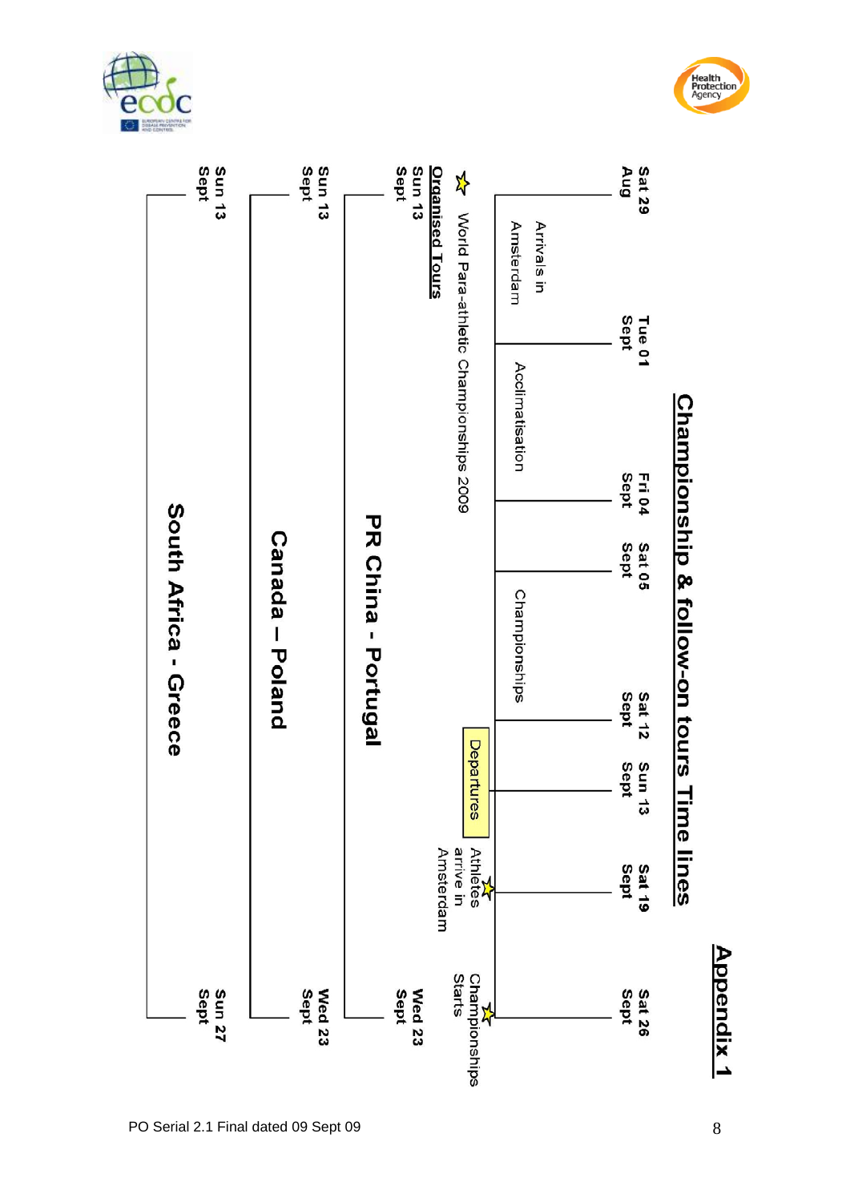## Appendix 1

# Championship & follow-on tours Time lines

**World Para-athletic Championships 2009**

| Sat 29 Aug – Tue 01 Sept | Tue 01 Sept – Fri 04 Sept | Sat 05 Sept – Sat 12 Sept | Sun 13 Sept |
|---|---|---|---|
| Arrivals in Amsterdam | Acclimatisation | Championships | Departures |

- Sat 19 Sept: Athletes arrive in Amsterdam
- Sat 26 Sept: Championships Starts

**Organised Tours**

| Tour | Start | End |
|---|---|---|
| PR China - Portugal | Sun 13 Sept | Wed 23 Sept |
| Canada – Poland | Sun 13 Sept | Wed 23 Sept |
| South Africa - Greece | Sun 13 Sept | Sun 27 Sept |

PO Serial 2.1 Final dated 09 Sept 09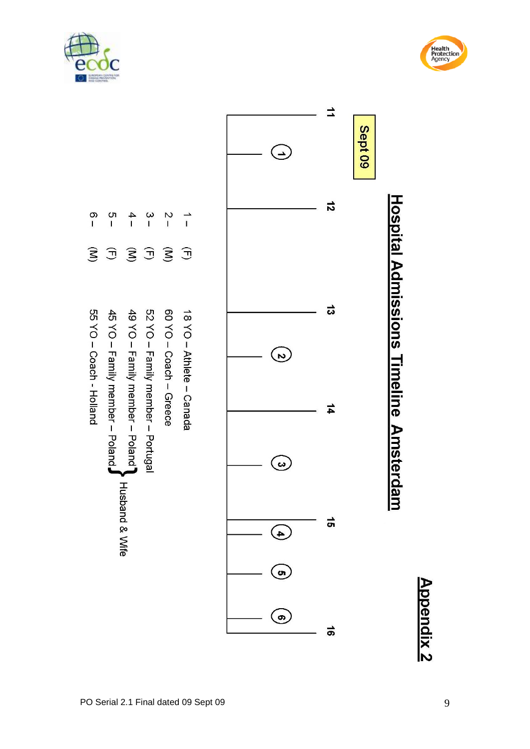## Appendix 2

# Hospital Admissions Timeline Amsterdam

**Sept 09**

| Date | Admissions |
|---|---|
| 11 | 1 |
| 12 | |
| 13 | 2 |
| 14 | 3 |
| 15 | 4, 5, 6 |
| 16 | |

1 – (F) 18 YO – Athlete – Canada
2 – (M) 60 YO – Coach – Greece
3 – (F) 52 YO – Family member – Portugal
4 – (M) 49 YO – Family member – Poland } Husband & Wife
5 – (F) 45 YO – Family member – Poland } Husband & Wife
6 – (M) 55 YO – Coach - Holland

PO Serial 2.1 Final dated 09 Sept 09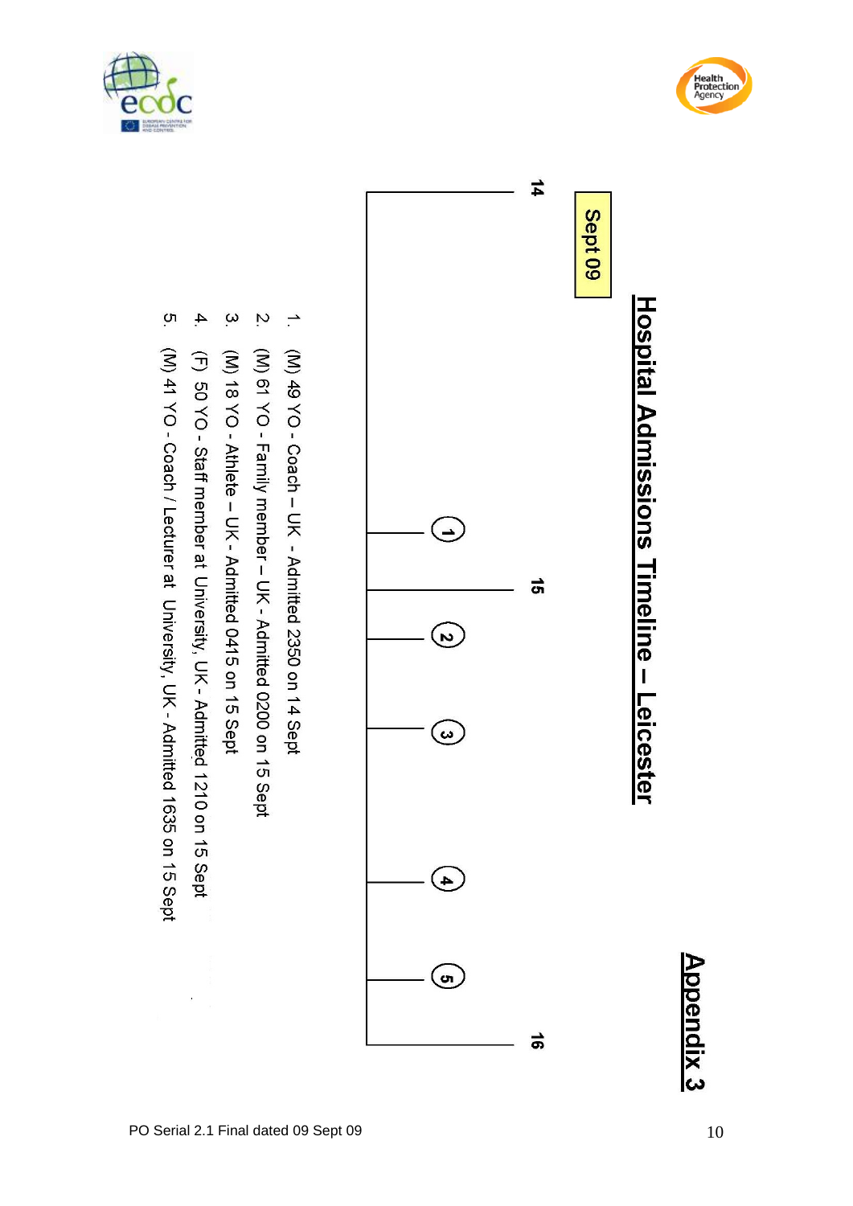## Appendix 3

# Hospital Admissions Timeline – Leicester

**Sept 09**

**14** — (1) — **15** — (2) — (3) — (4) — (5) — **16**

1. (M) 49 YO - Coach – UK - Admitted 2350 on 14 Sept
2. (M) 61 YO - Family member – UK - Admitted 0200 on 15 Sept
3. (M) 18 YO - Athlete – UK - Admitted 0415 on 15 Sept
4. (F) 50 YO - Staff member at University, UK - Admitted 1210 on 15 Sept
5. (M) 41 YO - Coach / Lecturer at University, UK - Admitted 1635 on 15 Sept

PO Serial 2.1 Final dated 09 Sept 09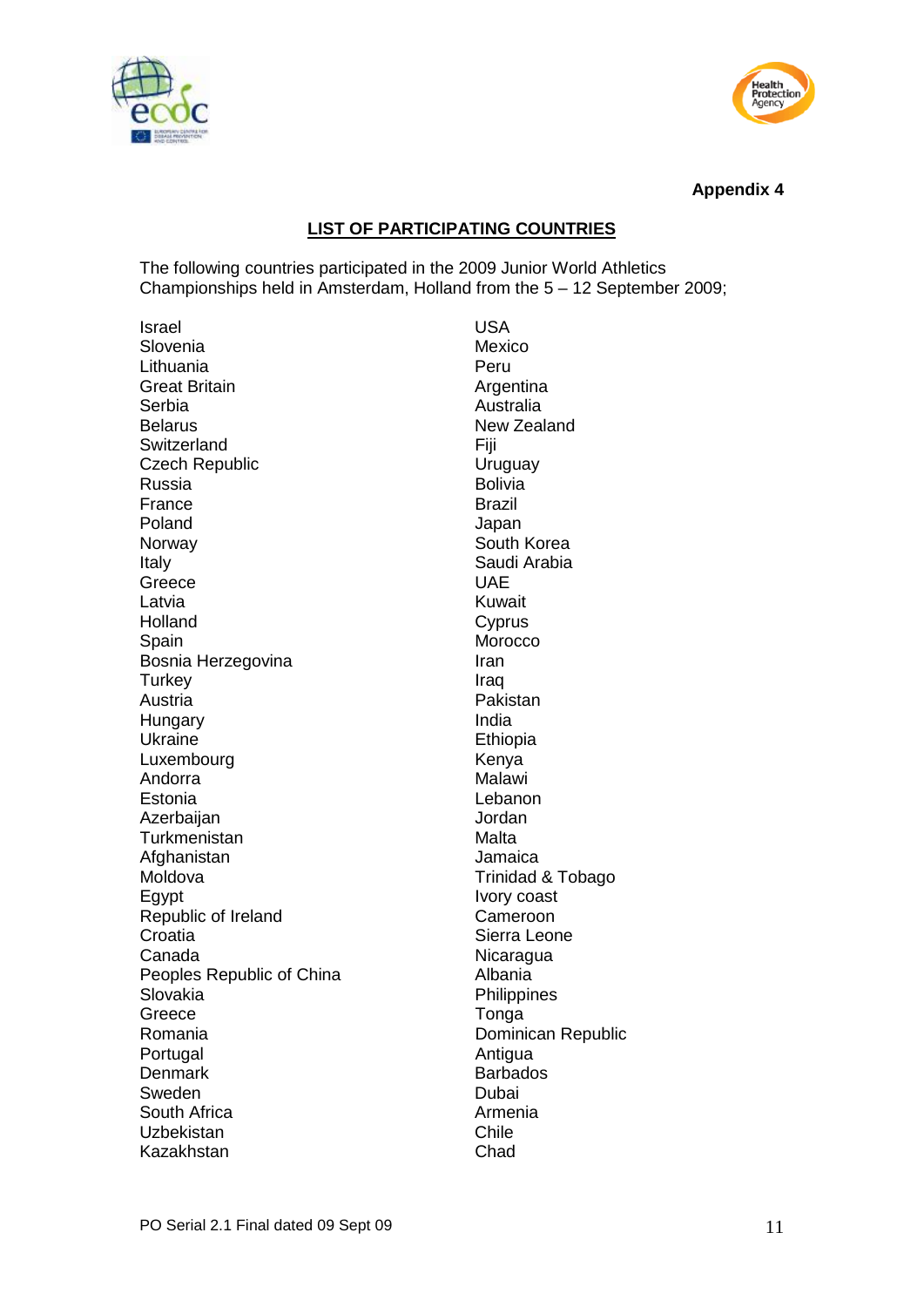**Appendix 4**

## LIST OF PARTICIPATING COUNTRIES

The following countries participated in the 2009 Junior World Athletics Championships held in Amsterdam, Holland from the 5 – 12 September 2009;

Israel
Slovenia
Lithuania
Great Britain
Serbia
Belarus
Switzerland
Czech Republic
Russia
France
Poland
Norway
Italy
Greece
Latvia
Holland
Spain
Bosnia Herzegovina
Turkey
Austria
Hungary
Ukraine
Luxembourg
Andorra
Estonia
Azerbaijan
Turkmenistan
Afghanistan
Moldova
Egypt
Republic of Ireland
Croatia
Canada
Peoples Republic of China
Slovakia
Greece
Romania
Portugal
Denmark
Sweden
South Africa
Uzbekistan
Kazakhstan
USA
Mexico
Peru
Argentina
Australia
New Zealand
Fiji
Uruguay
Bolivia
Brazil
Japan
South Korea
Saudi Arabia
UAE
Kuwait
Cyprus
Morocco
Iran
Iraq
Pakistan
India
Ethiopia
Kenya
Malawi
Lebanon
Jordan
Malta
Jamaica
Trinidad & Tobago
Ivory coast
Cameroon
Sierra Leone
Nicaragua
Albania
Philippines
Tonga
Dominican Republic
Antigua
Barbados
Dubai
Armenia
Chile
Chad

PO Serial 2.1 Final dated 09 Sept 09